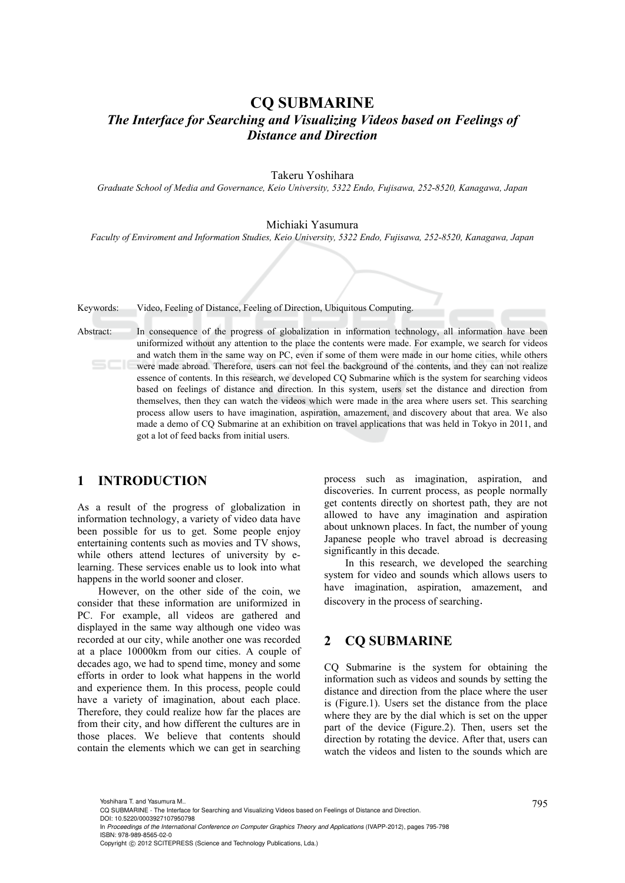# CQ SUBMARINE

## *The Interface for Searching and Visualizing Videos based on Feelings of Distance and Direction*

Takeru Yoshihara

*Graduate School of Media and Governance, Keio University, 5322 Endo, Fujisawa, 252-8520, Kanagawa, Japan*

Michiaki Yasumura

*Faculty of Enviroment and Information Studies, Keio University, 5322 Endo, Fujisawa, 252-8520, Kanagawa, Japan*

Keywords: Video, Feeling of Distance, Feeling of Direction, Ubiquitous Computing.

Abstract: In consequence of the progress of globalization in information technology, all information have been uniformized without any attention to the place the contents were made. For example, we search for videos and watch them in the same way on PC, even if some of them were made in our home cities, while others were made abroad. Therefore, users can not feel the background of the contents, and they can not realize essence of contents. In this research, we developed CQ Submarine which is the system for searching videos based on feelings of distance and direction. In this system, users set the distance and direction from themselves, then they can watch the videos which were made in the area where users set. This searching process allow users to have imagination, aspiration, amazement, and discovery about that area. We also made a demo of CQ Submarine at an exhibition on travel applications that was held in Tokyo in 2011, and got a lot of feed backs from initial users.

## 1 INTRODUCTION

As a result of the progress of globalization in information technology, a variety of video data have been possible for us to get. Some people enjoy entertaining contents such as movies and TV shows, while others attend lectures of university by e-learning. These services enable us to look into what happens in the world sooner and closer.

However, on the other side of the coin, we consider that these information are uniformized in PC. For example, all videos are gathered and displayed in the same way although one video was recorded at our city, while another one was recorded at a place 10000km from our cities. A couple of decades ago, we had to spend time, money and some efforts in order to look what happens in the world and experience them. In this process, people could have a variety of imagination, about each place. Therefore, they could realize how far the places are from their city, and how different the cultures are in those places. We believe that contents should contain the elements which we can get in searching process such as imagination, aspiration, and discoveries. In current process, as people normally get contents directly on shortest path, they are not allowed to have any imagination and aspiration about unknown places. In fact, the number of young Japanese people who travel abroad is decreasing significantly in this decade.

In this research, we developed the searching system for video and sounds which allows users to have imagination, aspiration, amazement, and discovery in the process of searching.

## 2 CQ SUBMARINE

CQ Submarine is the system for obtaining the information such as videos and sounds by setting the distance and direction from the place where the user is (Figure.1). Users set the distance from the place where they are by the dial which is set on the upper part of the device (Figure.2). Then, users set the direction by rotating the device. After that, users can watch the videos and listen to the sounds which are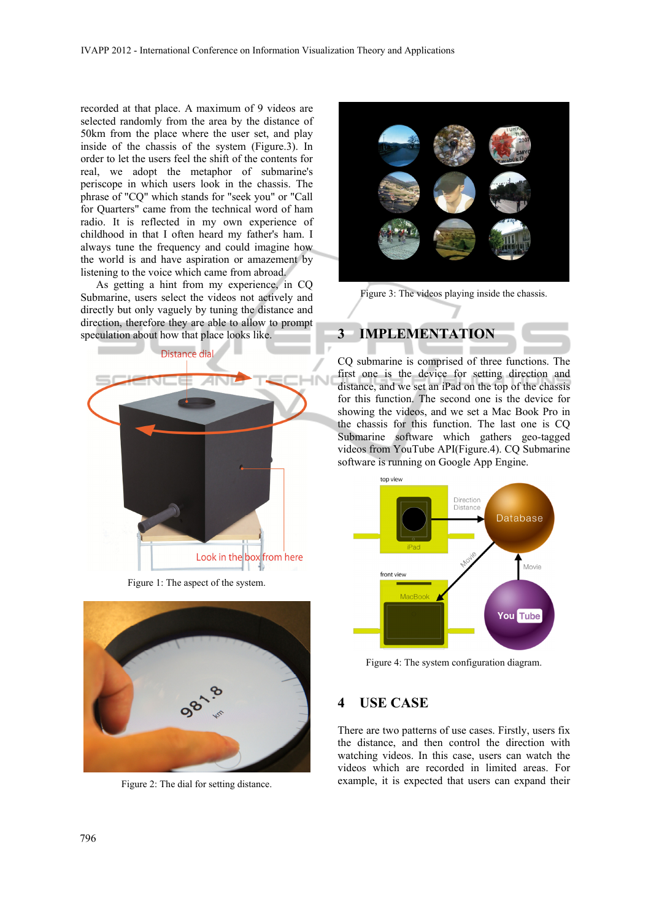recorded at that place. A maximum of 9 videos are selected randomly from the area by the distance of 50km from the place where the user set, and play inside of the chassis of the system (Figure.3). In order to let the users feel the shift of the contents for real, we adopt the metaphor of submarine's periscope in which users look in the chassis. The phrase of "CQ" which stands for "seek you" or "Call for Quarters" came from the technical word of ham radio. It is reflected in my own experience of childhood in that I often heard my father's ham. I always tune the frequency and could imagine how the world is and have aspiration or amazement by listening to the voice which came from abroad.

As getting a hint from my experience, in CQ Submarine, users select the videos not actively and directly but only vaguely by tuning the distance and direction, therefore they are able to allow to prompt speculation about how that place looks like.

Figure 1: The aspect of the system.

Figure 2: The dial for setting distance.

Figure 3: The videos playing inside the chassis.

## 3 IMPLEMENTATION

CQ submarine is comprised of three functions. The first one is the device for setting direction and distance, and we set an iPad on the top of the chassis for this function. The second one is the device for showing the videos, and we set a Mac Book Pro in the chassis for this function. The last one is CQ Submarine software which gathers geo-tagged videos from YouTube API(Figure.4). CQ Submarine software is running on Google App Engine.

Figure 4: The system configuration diagram.

## 4 USE CASE

There are two patterns of use cases. Firstly, users fix the distance, and then control the direction with watching videos. In this case, users can watch the videos which are recorded in limited areas. For example, it is expected that users can expand their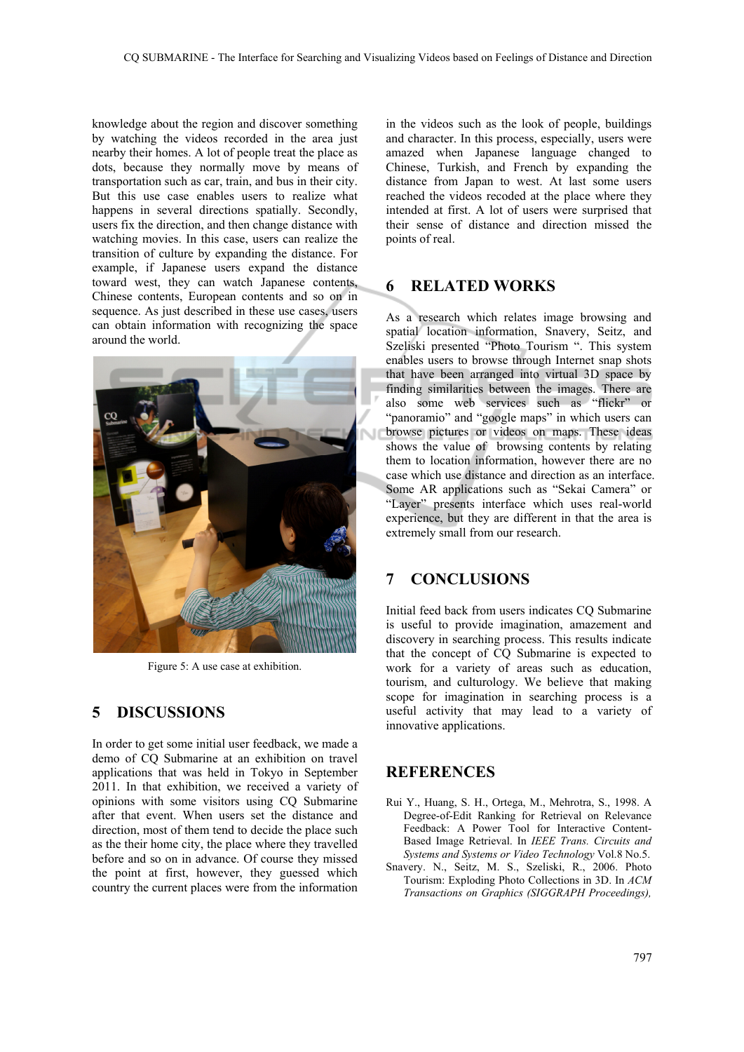knowledge about the region and discover something by watching the videos recorded in the area just nearby their homes. A lot of people treat the place as dots, because they normally move by means of transportation such as car, train, and bus in their city. But this use case enables users to realize what happens in several directions spatially. Secondly, users fix the direction, and then change distance with watching movies. In this case, users can realize the transition of culture by expanding the distance. For example, if Japanese users expand the distance toward west, they can watch Japanese contents, Chinese contents, European contents and so on in sequence. As just described in these use cases, users can obtain information with recognizing the space around the world.

Figure 5: A use case at exhibition.

## 5 DISCUSSIONS

In order to get some initial user feedback, we made a demo of CQ Submarine at an exhibition on travel applications that was held in Tokyo in September 2011. In that exhibition, we received a variety of opinions with some visitors using CQ Submarine after that event. When users set the distance and direction, most of them tend to decide the place such as the their home city, the place where they travelled before and so on in advance. Of course they missed the point at first, however, they guessed which country the current places were from the information in the videos such as the look of people, buildings and character. In this process, especially, users were amazed when Japanese language changed to Chinese, Turkish, and French by expanding the distance from Japan to west. At last some users reached the videos recoded at the place where they intended at first. A lot of users were surprised that their sense of distance and direction missed the points of real.

## 6 RELATED WORKS

As a research which relates image browsing and spatial location information, Snavery, Seitz, and Szeliski presented "Photo Tourism ". This system enables users to browse through Internet snap shots that have been arranged into virtual 3D space by finding similarities between the images. There are also some web services such as "flickr" or "panoramio" and "google maps" in which users can browse pictures or videos on maps. These ideas shows the value of browsing contents by relating them to location information, however there are no case which use distance and direction as an interface. Some AR applications such as "Sekai Camera" or "Layer" presents interface which uses real-world experience, but they are different in that the area is extremely small from our research.

## 7 CONCLUSIONS

Initial feed back from users indicates CQ Submarine is useful to provide imagination, amazement and discovery in searching process. This results indicate that the concept of CQ Submarine is expected to work for a variety of areas such as education, tourism, and culturology. We believe that making scope for imagination in searching process is a useful activity that may lead to a variety of innovative applications.

## REFERENCES

Rui Y., Huang, S. H., Ortega, M., Mehrotra, S., 1998. A Degree-of-Edit Ranking for Retrieval on Relevance Feedback: A Power Tool for Interactive Content-Based Image Retrieval. In *IEEE Trans. Circuits and Systems and Systems or Video Technology* Vol.8 No.5.

Snavery. N., Seitz, M. S., Szeliski, R., 2006. Photo Tourism: Exploding Photo Collections in 3D. In *ACM Transactions on Graphics (SIGGRAPH Proceedings),*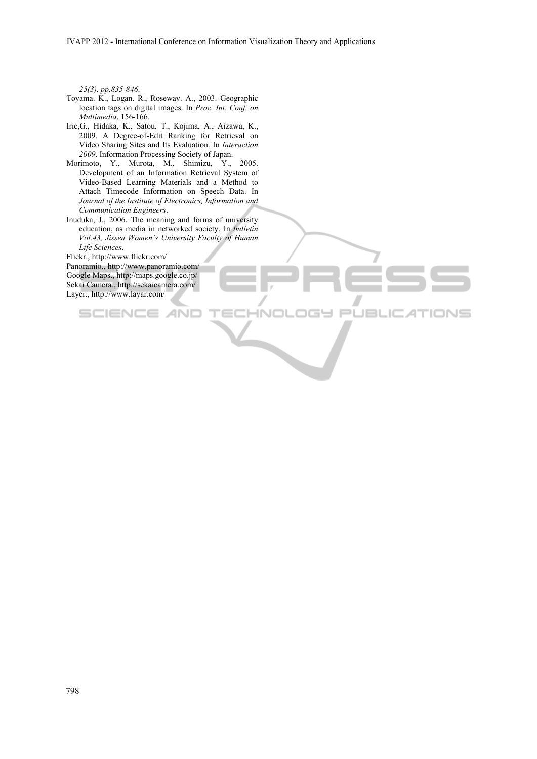*25(3), pp.835-846*.

Toyama. K., Logan. R., Roseway. A., 2003. Geographic location tags on digital images. In *Proc. Int. Conf. on Multimedia*, 156-166.

Irie,G., Hidaka, K., Satou, T., Kojima, A., Aizawa, K., 2009. A Degree-of-Edit Ranking for Retrieval on Video Sharing Sites and Its Evaluation. In *Interaction 2009*. Information Processing Society of Japan.

Morimoto, Y., Murota, M., Shimizu, Y., 2005. Development of an Information Retrieval System of Video-Based Learning Materials and a Method to Attach Timecode Information on Speech Data. In *Journal of the Institute of Electronics, Information and Communication Engineers*.

Inuduka, J., 2006. The meaning and forms of university education, as media in networked society. In *bulletin Vol.43, Jissen Women's University Faculty of Human Life Sciences*.

Flickr., http://www.flickr.com/

Panoramio., http://www.panoramio.com/

Google Maps., http://maps.google.co.jp/

Sekai Camera., http://sekaicamera.com/

Layer., http://www.layar.com/